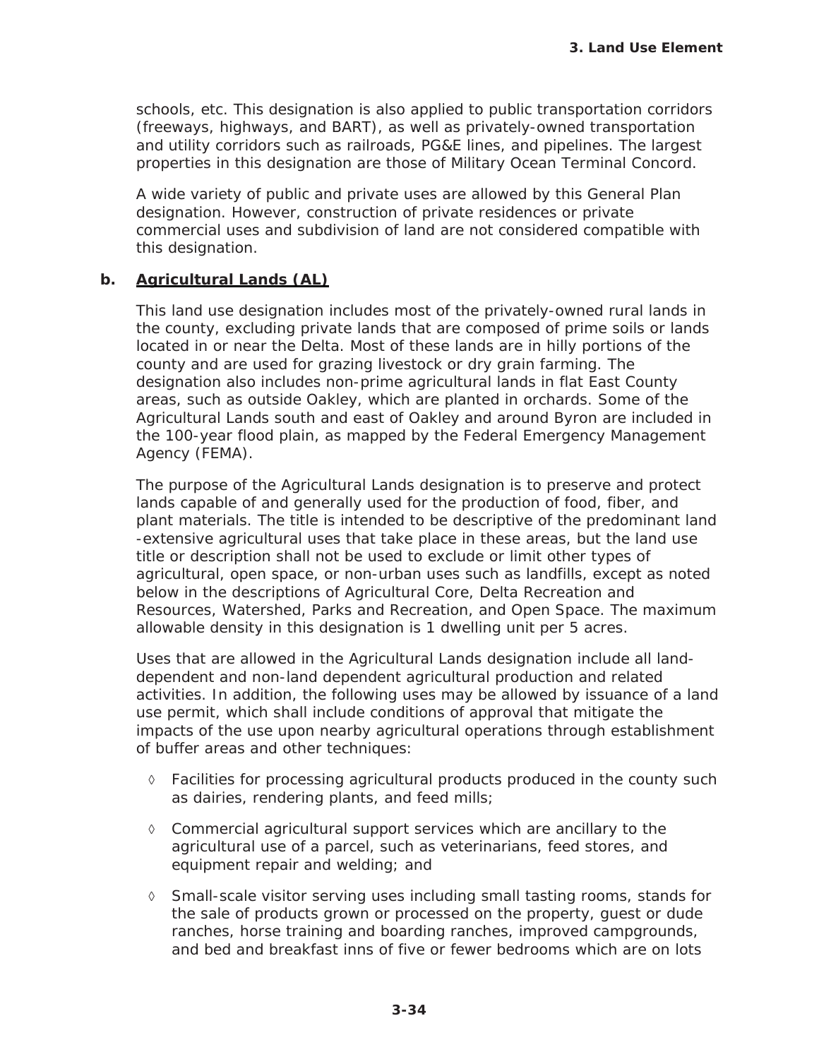schools, etc. This designation is also applied to public transportation corridors (freeways, highways, and BART), as well as privately-owned transportation and utility corridors such as railroads, PG&E lines, and pipelines. The largest properties in this designation are those of Military Ocean Terminal Concord.

A wide variety of public and private uses are allowed by this General Plan designation. However, construction of private residences or private commercial uses and subdivision of land are not considered compatible with this designation.

**b. Agricultural Lands (AL)**

This land use designation includes most of the privately-owned rural lands in the county, excluding private lands that are composed of prime soils or lands located in or near the Delta. Most of these lands are in hilly portions of the county and are used for grazing livestock or dry grain farming. The designation also includes non-prime agricultural lands in flat East County areas, such as outside Oakley, which are planted in orchards. Some of the Agricultural Lands south and east of Oakley and around Byron are included in the 100-year flood plain, as mapped by the Federal Emergency Management Agency (FEMA).

The purpose of the Agricultural Lands designation is to preserve and protect lands capable of and generally used for the production of food, fiber, and plant materials. The title is intended to be descriptive of the predominant land-extensive agricultural uses that take place in these areas, but the land use title or description shall not be used to exclude or limit other types of agricultural, open space, or non-urban uses such as landfills, except as noted below in the descriptions of Agricultural Core, Delta Recreation and Resources, Watershed, Parks and Recreation, and Open Space. The maximum allowable density in this designation is 1 dwelling unit per 5 acres.

Uses that are allowed in the Agricultural Lands designation include all land-dependent and non-land dependent agricultural production and related activities. In addition, the following uses may be allowed by issuance of a land use permit, which shall include conditions of approval that mitigate the impacts of the use upon nearby agricultural operations through establishment of buffer areas and other techniques:

- Facilities for processing agricultural products produced in the county such as dairies, rendering plants, and feed mills;
- Commercial agricultural support services which are ancillary to the agricultural use of a parcel, such as veterinarians, feed stores, and equipment repair and welding; and
- Small-scale visitor serving uses including small tasting rooms, stands for the sale of products grown or processed on the property, guest or dude ranches, horse training and boarding ranches, improved campgrounds, and bed and breakfast inns of five or fewer bedrooms which are on lots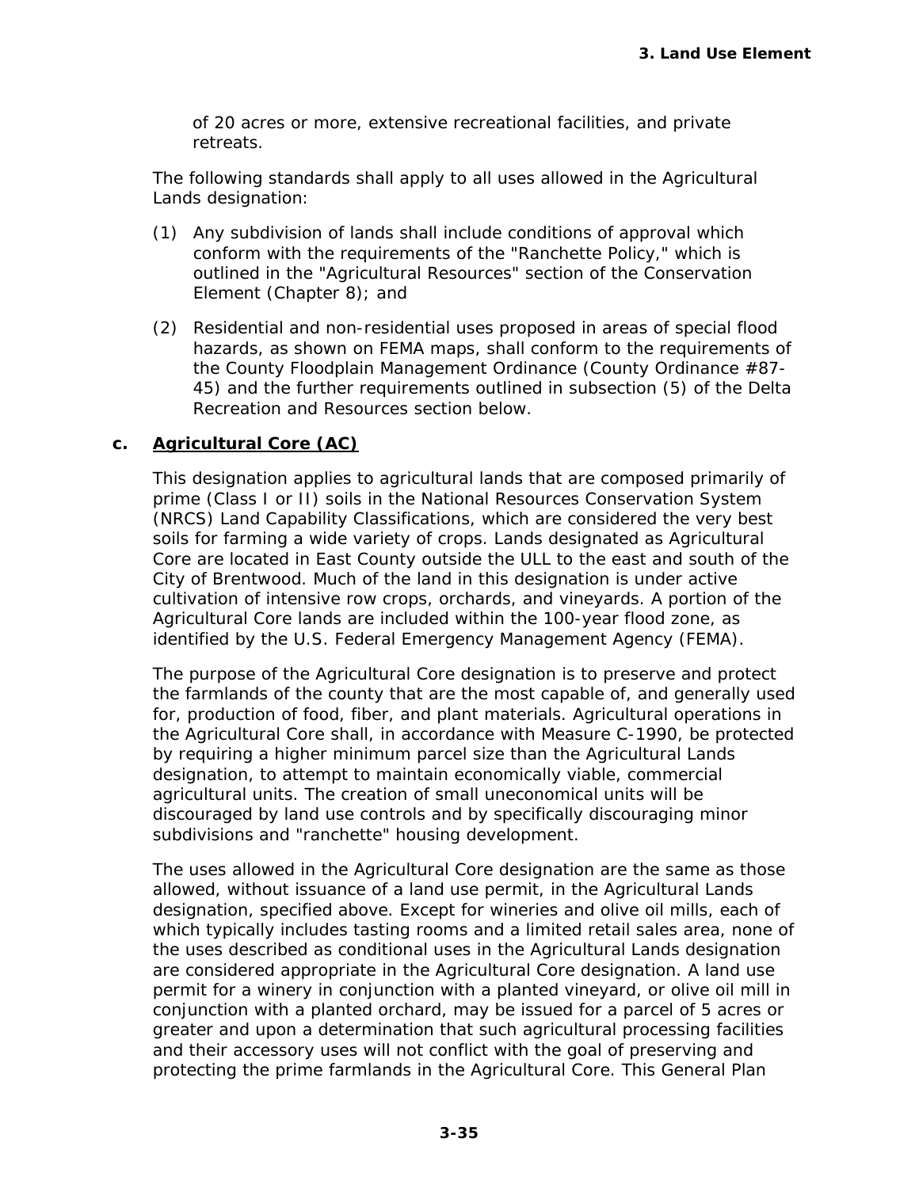of 20 acres or more, extensive recreational facilities, and private retreats.

The following standards shall apply to all uses allowed in the Agricultural Lands designation:

(1) Any subdivision of lands shall include conditions of approval which conform with the requirements of the "Ranchette Policy," which is outlined in the "Agricultural Resources" section of the Conservation Element (Chapter 8); and

(2) Residential and non-residential uses proposed in areas of special flood hazards, as shown on FEMA maps, shall conform to the requirements of the County Floodplain Management Ordinance (County Ordinance #87-45) and the further requirements outlined in subsection (5) of the Delta Recreation and Resources section below.

**c. <u>Agricultural Core (AC)</u>**

This designation applies to agricultural lands that are composed primarily of prime (Class I or II) soils in the National Resources Conservation System (NRCS) Land Capability Classifications, which are considered the very best soils for farming a wide variety of crops. Lands designated as Agricultural Core are located in East County outside the ULL to the east and south of the City of Brentwood. Much of the land in this designation is under active cultivation of intensive row crops, orchards, and vineyards. A portion of the Agricultural Core lands are included within the 100-year flood zone, as identified by the U.S. Federal Emergency Management Agency (FEMA).

The purpose of the Agricultural Core designation is to preserve and protect the farmlands of the county that are the most capable of, and generally used for, production of food, fiber, and plant materials. Agricultural operations in the Agricultural Core shall, in accordance with Measure C-1990, be protected by requiring a higher minimum parcel size than the Agricultural Lands designation, to attempt to maintain economically viable, commercial agricultural units. The creation of small uneconomical units will be discouraged by land use controls and by specifically discouraging minor subdivisions and "ranchette" housing development.

The uses allowed in the Agricultural Core designation are the same as those allowed, without issuance of a land use permit, in the Agricultural Lands designation, specified above. Except for wineries and olive oil mills, each of which typically includes tasting rooms and a limited retail sales area, none of the uses described as conditional uses in the Agricultural Lands designation are considered appropriate in the Agricultural Core designation. A land use permit for a winery in conjunction with a planted vineyard, or olive oil mill in conjunction with a planted orchard, may be issued for a parcel of 5 acres or greater and upon a determination that such agricultural processing facilities and their accessory uses will not conflict with the goal of preserving and protecting the prime farmlands in the Agricultural Core. This General Plan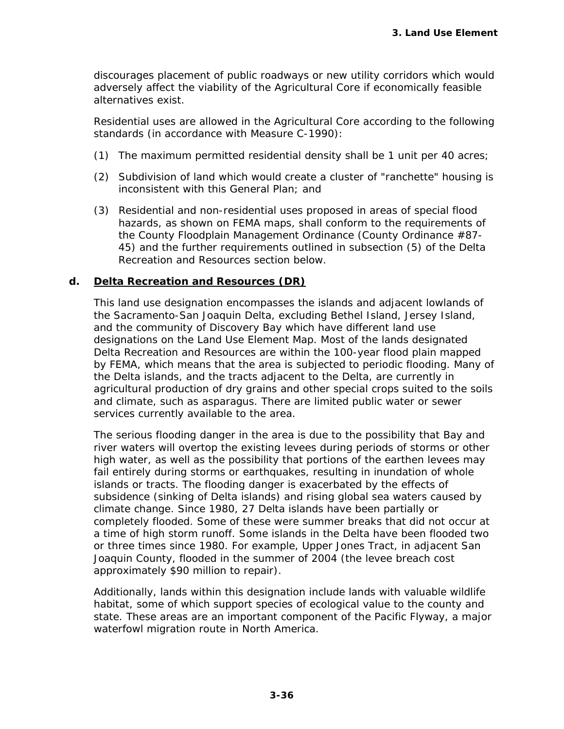discourages placement of public roadways or new utility corridors which would adversely affect the viability of the Agricultural Core if economically feasible alternatives exist.

Residential uses are allowed in the Agricultural Core according to the following standards (in accordance with Measure C-1990):

(1) The maximum permitted residential density shall be 1 unit per 40 acres;

(2) Subdivision of land which would create a cluster of "ranchette" housing is inconsistent with this General Plan; and

(3) Residential and non-residential uses proposed in areas of special flood hazards, as shown on FEMA maps, shall conform to the requirements of the County Floodplain Management Ordinance (County Ordinance #87-45) and the further requirements outlined in subsection (5) of the Delta Recreation and Resources section below.

**d. <u>Delta Recreation and Resources (DR)</u>**

This land use designation encompasses the islands and adjacent lowlands of the Sacramento-San Joaquin Delta, excluding Bethel Island, Jersey Island, and the community of Discovery Bay which have different land use designations on the Land Use Element Map. Most of the lands designated Delta Recreation and Resources are within the 100-year flood plain mapped by FEMA, which means that the area is subjected to periodic flooding. Many of the Delta islands, and the tracts adjacent to the Delta, are currently in agricultural production of dry grains and other special crops suited to the soils and climate, such as asparagus. There are limited public water or sewer services currently available to the area.

The serious flooding danger in the area is due to the possibility that Bay and river waters will overtop the existing levees during periods of storms or other high water, as well as the possibility that portions of the earthen levees may fail entirely during storms or earthquakes, resulting in inundation of whole islands or tracts. The flooding danger is exacerbated by the effects of subsidence (sinking of Delta islands) and rising global sea waters caused by climate change. Since 1980, 27 Delta islands have been partially or completely flooded. Some of these were summer breaks that did not occur at a time of high storm runoff. Some islands in the Delta have been flooded two or three times since 1980. For example, Upper Jones Tract, in adjacent San Joaquin County, flooded in the summer of 2004 (the levee breach cost approximately $90 million to repair).

Additionally, lands within this designation include lands with valuable wildlife habitat, some of which support species of ecological value to the county and state. These areas are an important component of the Pacific Flyway, a major waterfowl migration route in North America.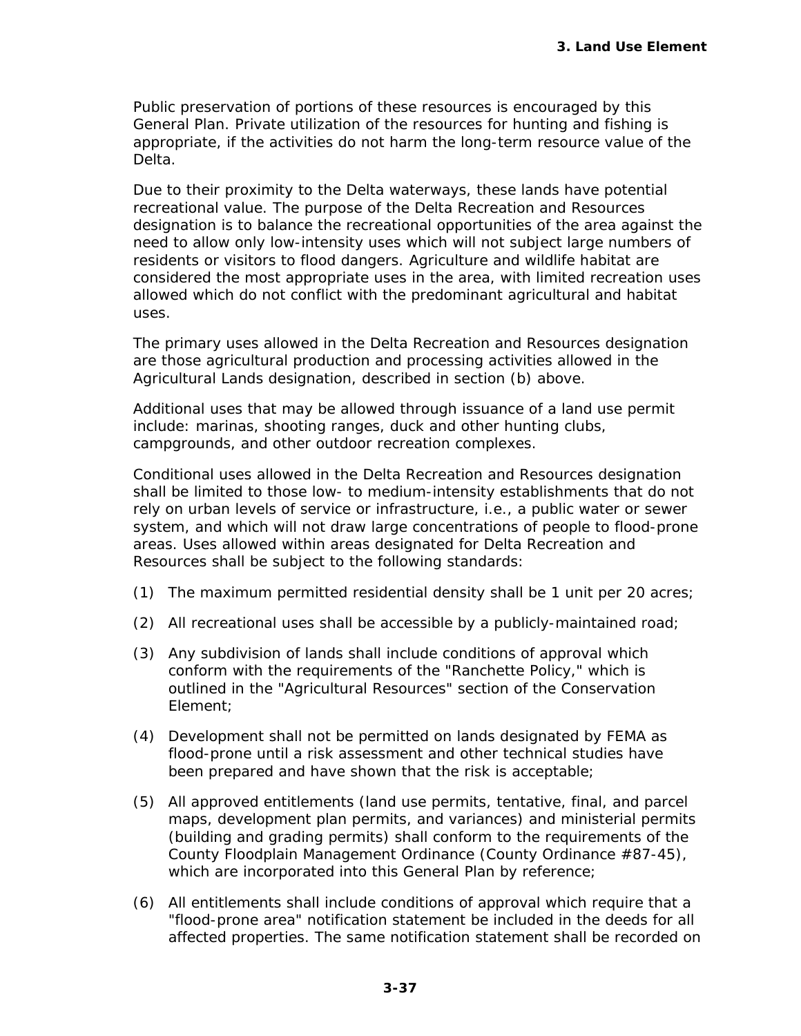Public preservation of portions of these resources is encouraged by this General Plan. Private utilization of the resources for hunting and fishing is appropriate, if the activities do not harm the long-term resource value of the Delta.

Due to their proximity to the Delta waterways, these lands have potential recreational value. The purpose of the Delta Recreation and Resources designation is to balance the recreational opportunities of the area against the need to allow only low-intensity uses which will not subject large numbers of residents or visitors to flood dangers. Agriculture and wildlife habitat are considered the most appropriate uses in the area, with limited recreation uses allowed which do not conflict with the predominant agricultural and habitat uses.

The primary uses allowed in the Delta Recreation and Resources designation are those agricultural production and processing activities allowed in the Agricultural Lands designation, described in section (b) above.

Additional uses that may be allowed through issuance of a land use permit include: marinas, shooting ranges, duck and other hunting clubs, campgrounds, and other outdoor recreation complexes.

Conditional uses allowed in the Delta Recreation and Resources designation shall be limited to those low- to medium-intensity establishments that do not rely on urban levels of service or infrastructure, i.e., a public water or sewer system, and which will not draw large concentrations of people to flood-prone areas. Uses allowed within areas designated for Delta Recreation and Resources shall be subject to the following standards:

(1) The maximum permitted residential density shall be 1 unit per 20 acres;

(2) All recreational uses shall be accessible by a publicly-maintained road;

(3) Any subdivision of lands shall include conditions of approval which conform with the requirements of the "Ranchette Policy," which is outlined in the "Agricultural Resources" section of the Conservation Element;

(4) Development shall not be permitted on lands designated by FEMA as flood-prone until a risk assessment and other technical studies have been prepared and have shown that the risk is acceptable;

(5) All approved entitlements (land use permits, tentative, final, and parcel maps, development plan permits, and variances) and ministerial permits (building and grading permits) shall conform to the requirements of the County Floodplain Management Ordinance (County Ordinance #87-45), which are incorporated into this General Plan by reference;

(6) All entitlements shall include conditions of approval which require that a "flood-prone area" notification statement be included in the deeds for all affected properties. The same notification statement shall be recorded on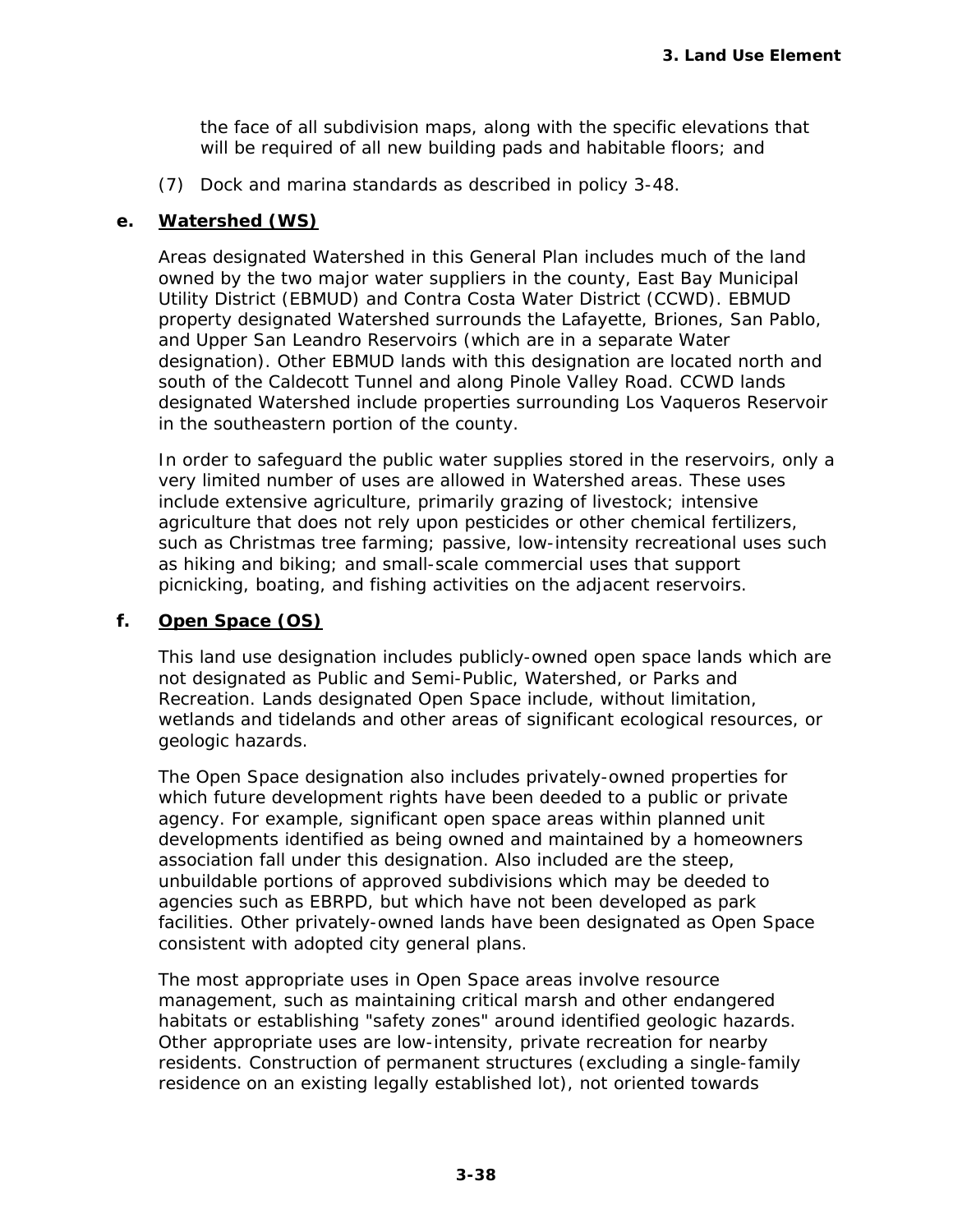the face of all subdivision maps, along with the specific elevations that will be required of all new building pads and habitable floors; and

(7) Dock and marina standards as described in policy 3-48.

**e. <u>Watershed (WS)</u>**

Areas designated Watershed in this General Plan includes much of the land owned by the two major water suppliers in the county, East Bay Municipal Utility District (EBMUD) and Contra Costa Water District (CCWD). EBMUD property designated Watershed surrounds the Lafayette, Briones, San Pablo, and Upper San Leandro Reservoirs (which are in a separate Water designation). Other EBMUD lands with this designation are located north and south of the Caldecott Tunnel and along Pinole Valley Road. CCWD lands designated Watershed include properties surrounding Los Vaqueros Reservoir in the southeastern portion of the county.

In order to safeguard the public water supplies stored in the reservoirs, only a very limited number of uses are allowed in Watershed areas. These uses include extensive agriculture, primarily grazing of livestock; intensive agriculture that does not rely upon pesticides or other chemical fertilizers, such as Christmas tree farming; passive, low-intensity recreational uses such as hiking and biking; and small-scale commercial uses that support picnicking, boating, and fishing activities on the adjacent reservoirs.

**f. <u>Open Space (OS)</u>**

This land use designation includes publicly-owned open space lands which are not designated as Public and Semi-Public, Watershed, or Parks and Recreation. Lands designated Open Space include, without limitation, wetlands and tidelands and other areas of significant ecological resources, or geologic hazards.

The Open Space designation also includes privately-owned properties for which future development rights have been deeded to a public or private agency. For example, significant open space areas within planned unit developments identified as being owned and maintained by a homeowners association fall under this designation. Also included are the steep, unbuildable portions of approved subdivisions which may be deeded to agencies such as EBRPD, but which have not been developed as park facilities. Other privately-owned lands have been designated as Open Space consistent with adopted city general plans.

The most appropriate uses in Open Space areas involve resource management, such as maintaining critical marsh and other endangered habitats or establishing "safety zones" around identified geologic hazards. Other appropriate uses are low-intensity, private recreation for nearby residents. Construction of permanent structures (excluding a single-family residence on an existing legally established lot), not oriented towards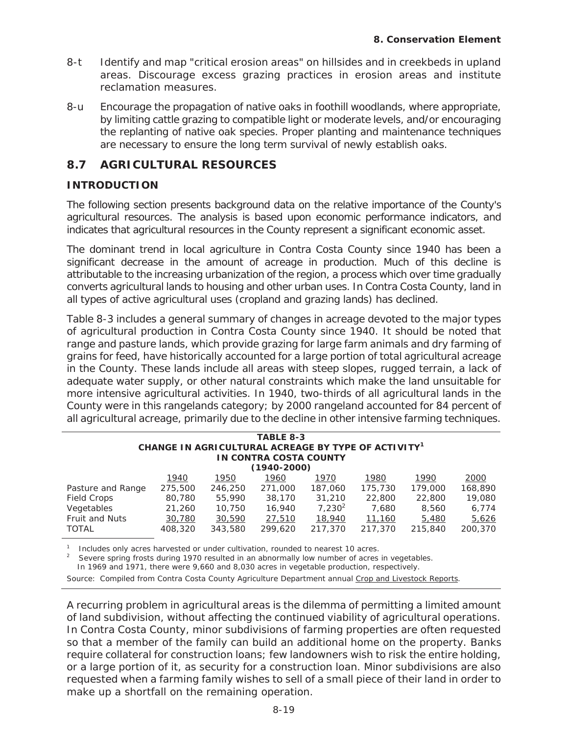8-t Identify and map "critical erosion areas" on hillsides and in creekbeds in upland areas. Discourage excess grazing practices in erosion areas and institute reclamation measures.

8-u Encourage the propagation of native oaks in foothill woodlands, where appropriate, by limiting cattle grazing to compatible light or moderate levels, and/or encouraging the replanting of native oak species. Proper planting and maintenance techniques are necessary to ensure the long term survival of newly establish oaks.

## 8.7 AGRICULTURAL RESOURCES

### INTRODUCTION

The following section presents background data on the relative importance of the County's agricultural resources. The analysis is based upon economic performance indicators, and indicates that agricultural resources in the County represent a significant economic asset.

The dominant trend in local agriculture in Contra Costa County since 1940 has been a significant decrease in the amount of acreage in production. Much of this decline is attributable to the increasing urbanization of the region, a process which over time gradually converts agricultural lands to housing and other urban uses. In Contra Costa County, land in all types of active agricultural uses (cropland and grazing lands) has declined.

Table 8-3 includes a general summary of changes in acreage devoted to the major types of agricultural production in Contra Costa County since 1940. It should be noted that range and pasture lands, which provide grazing for large farm animals and dry farming of grains for feed, have historically accounted for a large portion of total agricultural acreage in the County. These lands include all areas with steep slopes, rugged terrain, a lack of adequate water supply, or other natural constraints which make the land unsuitable for more intensive agricultural activities. In 1940, two-thirds of all agricultural lands in the County were in this rangelands category; by 2000 rangeland accounted for 84 percent of all agricultural acreage, primarily due to the decline in other intensive farming techniques.

**TABLE 8-3**
**CHANGE IN AGRICULTURAL ACREAGE BY TYPE OF ACTIVITY[1]**
**IN CONTRA COSTA COUNTY**
**(1940-2000)**

| | 1940 | 1950 | 1960 | 1970 | 1980 | 1990 | 2000 |
|---|---|---|---|---|---|---|---|
| Pasture and Range | 275,500 | 246,250 | 271,000 | 187,060 | 175,730 | 179,000 | 168,890 |
| Field Crops | 80,780 | 55,990 | 38,170 | 31,210 | 22,800 | 22,800 | 19,080 |
| Vegetables | 21,260 | 10,750 | 16,940 | 7,230[2] | 7,680 | 8,560 | 6,774 |
| Fruit and Nuts | 30,780 | 30,590 | 27,510 | 18,940 | 11,160 | 5,480 | 5,626 |
| TOTAL | 408,320 | 343,580 | 299,620 | 217,370 | 217,370 | 215,840 | 200,370 |

[1] Includes only acres harvested or under cultivation, rounded to nearest 10 acres.
[2] Severe spring frosts during 1970 resulted in an abnormally low number of acres in vegetables. In 1969 and 1971, there were 9,660 and 8,030 acres in vegetable production, respectively.

Source: Compiled from Contra Costa County Agriculture Department annual Crop and Livestock Reports.

A recurring problem in agricultural areas is the dilemma of permitting a limited amount of land subdivision, without affecting the continued viability of agricultural operations. In Contra Costa County, minor subdivisions of farming properties are often requested so that a member of the family can build an additional home on the property. Banks require collateral for construction loans; few landowners wish to risk the entire holding, or a large portion of it, as security for a construction loan. Minor subdivisions are also requested when a farming family wishes to sell of a small piece of their land in order to make up a shortfall on the remaining operation.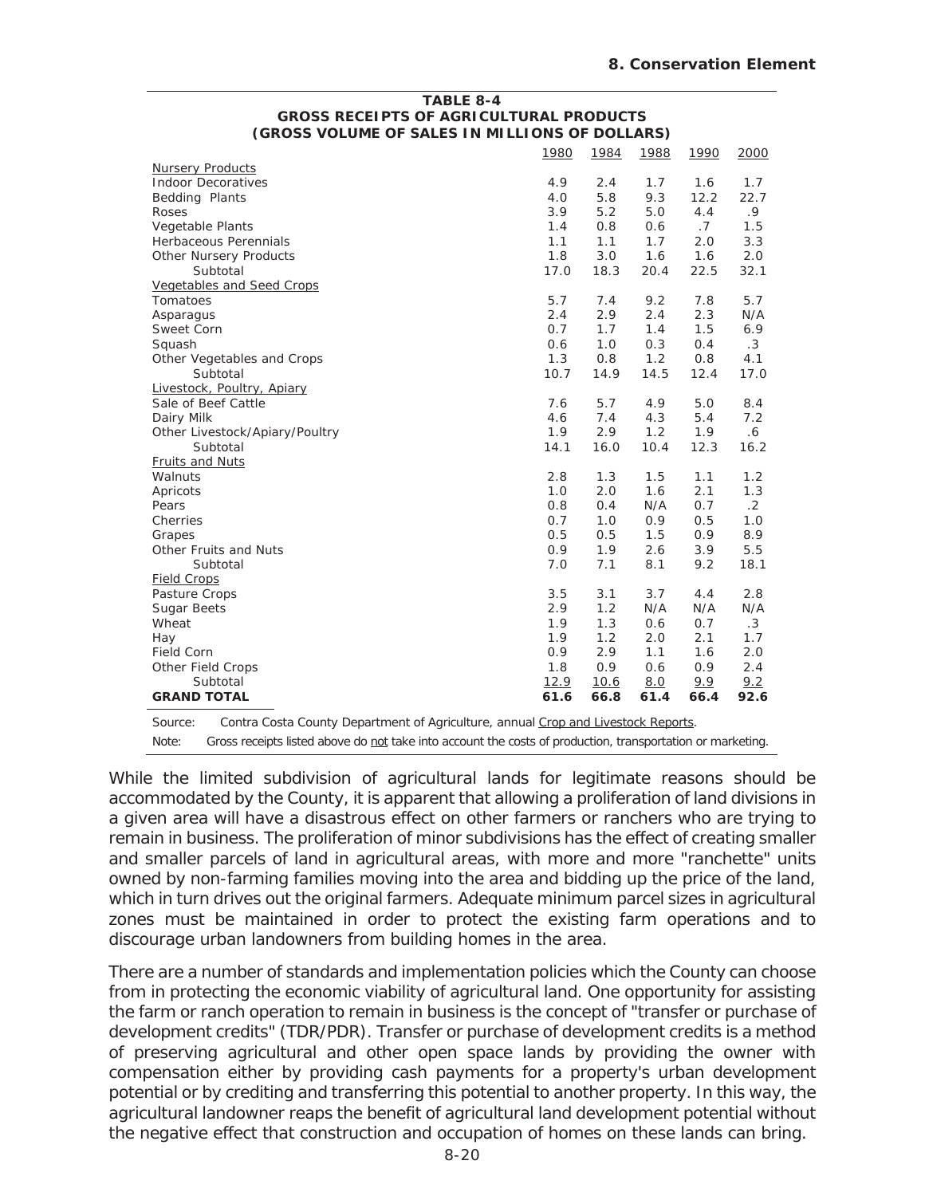**TABLE 8-4**
**GROSS RECEIPTS OF AGRICULTURAL PRODUCTS**
**(GROSS VOLUME OF SALES IN MILLIONS OF DOLLARS)**

| | 1980 | 1984 | 1988 | 1990 | 2000 |
|---|---|---|---|---|---|
| Nursery Products | | | | | |
| Indoor Decoratives | 4.9 | 2.4 | 1.7 | 1.6 | 1.7 |
| Bedding Plants | 4.0 | 5.8 | 9.3 | 12.2 | 22.7 |
| Roses | 3.9 | 5.2 | 5.0 | 4.4 | .9 |
| Vegetable Plants | 1.4 | 0.8 | 0.6 | .7 | 1.5 |
| Herbaceous Perennials | 1.1 | 1.1 | 1.7 | 2.0 | 3.3 |
| Other Nursery Products | 1.8 | 3.0 | 1.6 | 1.6 | 2.0 |
| Subtotal | 17.0 | 18.3 | 20.4 | 22.5 | 32.1 |
| Vegetables and Seed Crops | | | | | |
| Tomatoes | 5.7 | 7.4 | 9.2 | 7.8 | 5.7 |
| Asparagus | 2.4 | 2.9 | 2.4 | 2.3 | N/A |
| Sweet Corn | 0.7 | 1.7 | 1.4 | 1.5 | 6.9 |
| Squash | 0.6 | 1.0 | 0.3 | 0.4 | .3 |
| Other Vegetables and Crops | 1.3 | 0.8 | 1.2 | 0.8 | 4.1 |
| Subtotal | 10.7 | 14.9 | 14.5 | 12.4 | 17.0 |
| Livestock, Poultry, Apiary | | | | | |
| Sale of Beef Cattle | 7.6 | 5.7 | 4.9 | 5.0 | 8.4 |
| Dairy Milk | 4.6 | 7.4 | 4.3 | 5.4 | 7.2 |
| Other Livestock/Apiary/Poultry | 1.9 | 2.9 | 1.2 | 1.9 | .6 |
| Subtotal | 14.1 | 16.0 | 10.4 | 12.3 | 16.2 |
| Fruits and Nuts | | | | | |
| Walnuts | 2.8 | 1.3 | 1.5 | 1.1 | 1.2 |
| Apricots | 1.0 | 2.0 | 1.6 | 2.1 | 1.3 |
| Pears | 0.8 | 0.4 | N/A | 0.7 | .2 |
| Cherries | 0.7 | 1.0 | 0.9 | 0.5 | 1.0 |
| Grapes | 0.5 | 0.5 | 1.5 | 0.9 | 8.9 |
| Other Fruits and Nuts | 0.9 | 1.9 | 2.6 | 3.9 | 5.5 |
| Subtotal | 7.0 | 7.1 | 8.1 | 9.2 | 18.1 |
| Field Crops | | | | | |
| Pasture Crops | 3.5 | 3.1 | 3.7 | 4.4 | 2.8 |
| Sugar Beets | 2.9 | 1.2 | N/A | N/A | N/A |
| Wheat | 1.9 | 1.3 | 0.6 | 0.7 | .3 |
| Hay | 1.9 | 1.2 | 2.0 | 2.1 | 1.7 |
| Field Corn | 0.9 | 2.9 | 1.1 | 1.6 | 2.0 |
| Other Field Crops | 1.8 | 0.9 | 0.6 | 0.9 | 2.4 |
| Subtotal | 12.9 | 10.6 | 8.0 | 9.9 | 9.2 |
| **GRAND TOTAL** | **61.6** | **66.8** | **61.4** | **66.4** | **92.6** |

Source: Contra Costa County Department of Agriculture, annual Crop and Livestock Reports.

Note: Gross receipts listed above do not take into account the costs of production, transportation or marketing.

While the limited subdivision of agricultural lands for legitimate reasons should be accommodated by the County, it is apparent that allowing a proliferation of land divisions in a given area will have a disastrous effect on other farmers or ranchers who are trying to remain in business. The proliferation of minor subdivisions has the effect of creating smaller and smaller parcels of land in agricultural areas, with more and more "ranchette" units owned by non-farming families moving into the area and bidding up the price of the land, which in turn drives out the original farmers. Adequate minimum parcel sizes in agricultural zones must be maintained in order to protect the existing farm operations and to discourage urban landowners from building homes in the area.

There are a number of standards and implementation policies which the County can choose from in protecting the economic viability of agricultural land. One opportunity for assisting the farm or ranch operation to remain in business is the concept of "transfer or purchase of development credits" (TDR/PDR). Transfer or purchase of development credits is a method of preserving agricultural and other open space lands by providing the owner with compensation either by providing cash payments for a property's urban development potential or by crediting and transferring this potential to another property. In this way, the agricultural landowner reaps the benefit of agricultural land development potential without the negative effect that construction and occupation of homes on these lands can bring.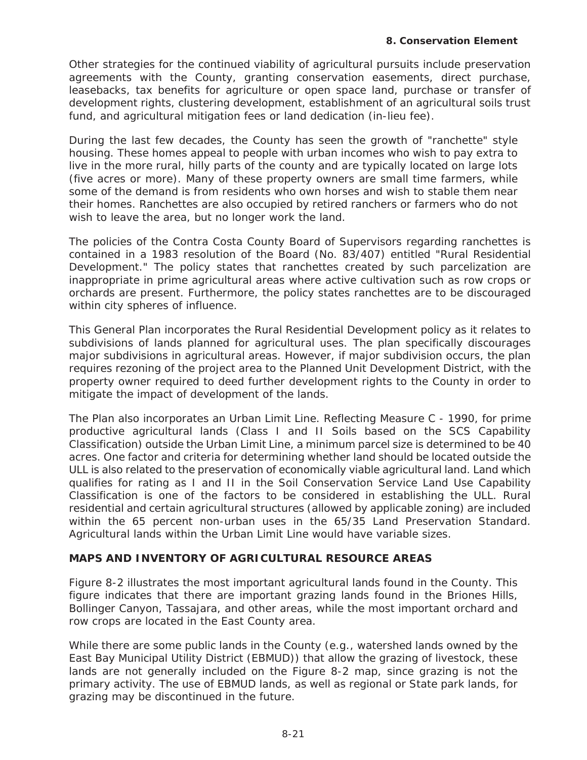Other strategies for the continued viability of agricultural pursuits include preservation agreements with the County, granting conservation easements, direct purchase, leasebacks, tax benefits for agriculture or open space land, purchase or transfer of development rights, clustering development, establishment of an agricultural soils trust fund, and agricultural mitigation fees or land dedication (in-lieu fee).

During the last few decades, the County has seen the growth of "ranchette" style housing. These homes appeal to people with urban incomes who wish to pay extra to live in the more rural, hilly parts of the county and are typically located on large lots (five acres or more). Many of these property owners are small time farmers, while some of the demand is from residents who own horses and wish to stable them near their homes. Ranchettes are also occupied by retired ranchers or farmers who do not wish to leave the area, but no longer work the land.

The policies of the Contra Costa County Board of Supervisors regarding ranchettes is contained in a 1983 resolution of the Board (No. 83/407) entitled "Rural Residential Development." The policy states that ranchettes created by such parcelization are inappropriate in prime agricultural areas where active cultivation such as row crops or orchards are present. Furthermore, the policy states ranchettes are to be discouraged within city spheres of influence.

This General Plan incorporates the Rural Residential Development policy as it relates to subdivisions of lands planned for agricultural uses. The plan specifically discourages major subdivisions in agricultural areas. However, if major subdivision occurs, the plan requires rezoning of the project area to the Planned Unit Development District, with the property owner required to deed further development rights to the County in order to mitigate the impact of development of the lands.

The Plan also incorporates an Urban Limit Line. Reflecting Measure C - 1990, for prime productive agricultural lands (Class I and II Soils based on the SCS Capability Classification) outside the Urban Limit Line, a minimum parcel size is determined to be 40 acres. One factor and criteria for determining whether land should be located outside the ULL is also related to the preservation of economically viable agricultural land. Land which qualifies for rating as I and II in the Soil Conservation Service Land Use Capability Classification is one of the factors to be considered in establishing the ULL. Rural residential and certain agricultural structures (allowed by applicable zoning) are included within the 65 percent non-urban uses in the 65/35 Land Preservation Standard. Agricultural lands within the Urban Limit Line would have variable sizes.

## MAPS AND INVENTORY OF AGRICULTURAL RESOURCE AREAS

Figure 8-2 illustrates the most important agricultural lands found in the County. This figure indicates that there are important grazing lands found in the Briones Hills, Bollinger Canyon, Tassajara, and other areas, while the most important orchard and row crops are located in the East County area.

While there are some public lands in the County (e.g., watershed lands owned by the East Bay Municipal Utility District (EBMUD)) that allow the grazing of livestock, these lands are not generally included on the Figure 8-2 map, since grazing is not the primary activity. The use of EBMUD lands, as well as regional or State park lands, for grazing may be discontinued in the future.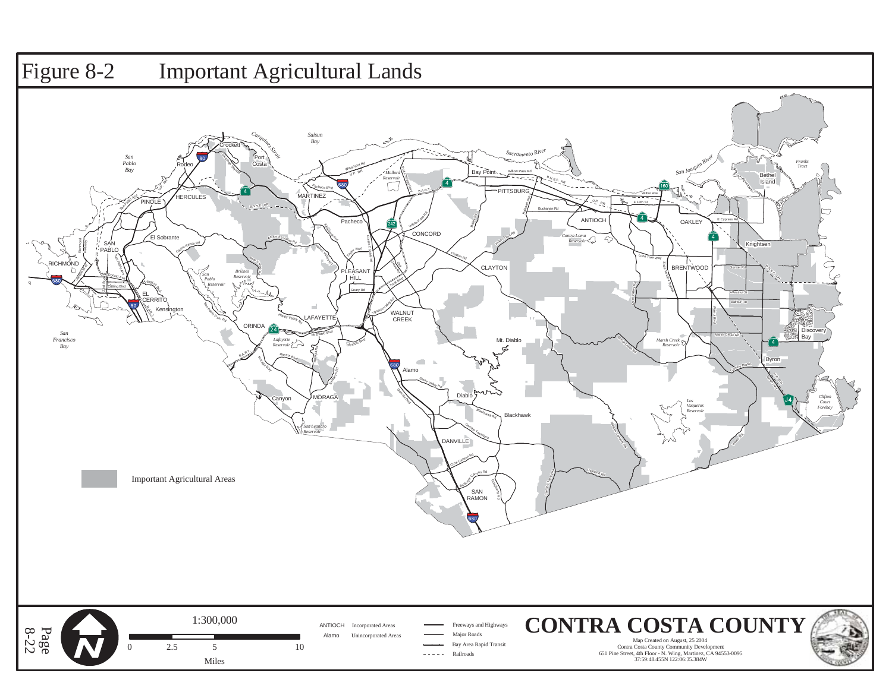# Figure 8-2 Important Agricultural Lands

Important Agricultural Areas

1:300,000

0 2.5 5 10

Miles

ANTIOCH Incorporated Areas

Alamo Unincorporated Areas

Freeways and Highways

Major Roads

Bay Area Rapid Transit

Railroads

**CONTRA COSTA COUNTY**

Map Created on August, 25 2004
Contra Costa County Community Development
651 Pine Street, 4th Floor - N. Wing, Martinez, CA 94553-0095
37:59:48.455N 122:06:35.384W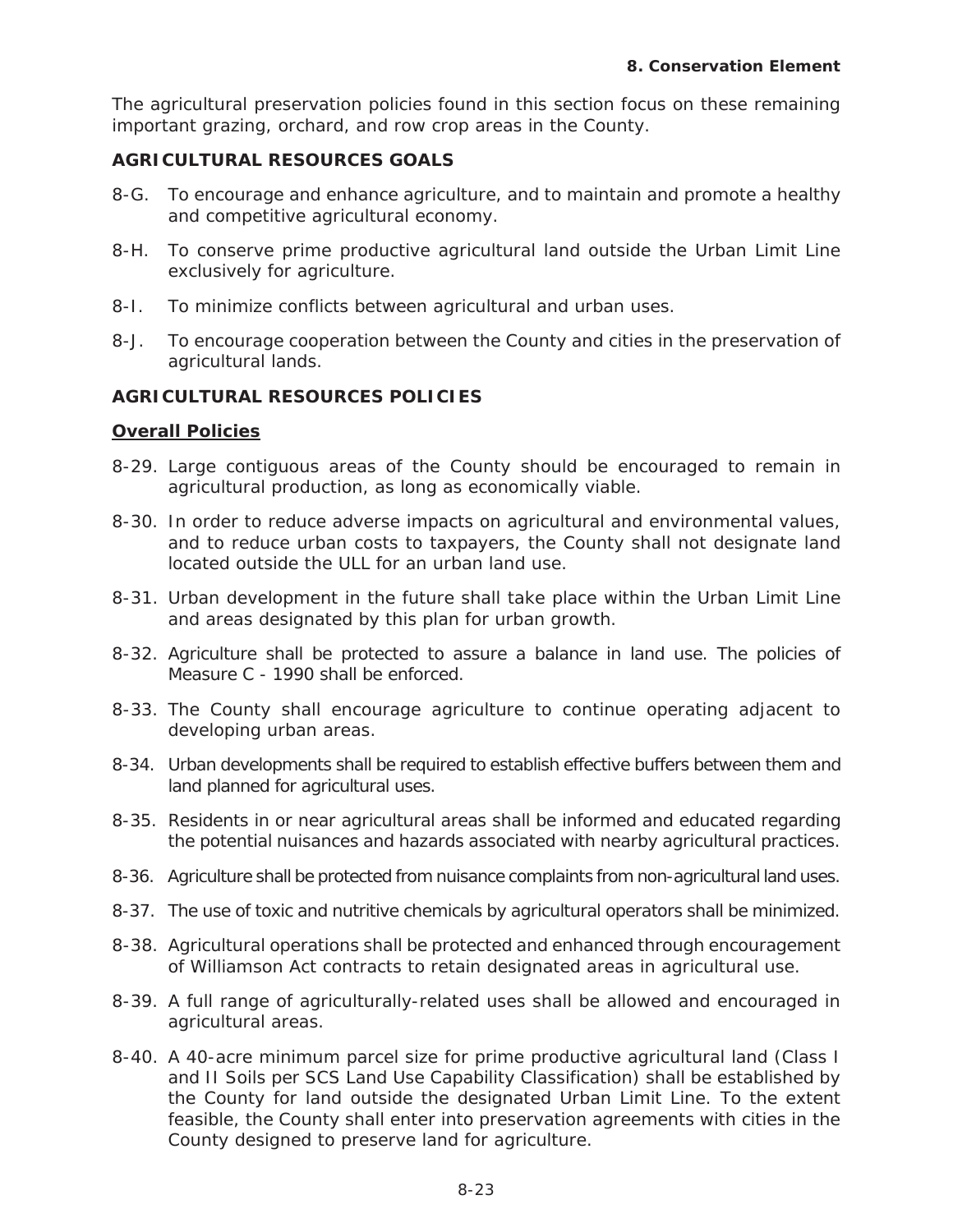The agricultural preservation policies found in this section focus on these remaining important grazing, orchard, and row crop areas in the County.

### AGRICULTURAL RESOURCES GOALS

8-G. To encourage and enhance agriculture, and to maintain and promote a healthy and competitive agricultural economy.

8-H. To conserve prime productive agricultural land outside the Urban Limit Line exclusively for agriculture.

8-I. To minimize conflicts between agricultural and urban uses.

8-J. To encourage cooperation between the County and cities in the preservation of agricultural lands.

### AGRICULTURAL RESOURCES POLICIES

**Overall Policies**

8-29. Large contiguous areas of the County should be encouraged to remain in agricultural production, as long as economically viable.

8-30. In order to reduce adverse impacts on agricultural and environmental values, and to reduce urban costs to taxpayers, the County shall not designate land located outside the ULL for an urban land use.

8-31. Urban development in the future shall take place within the Urban Limit Line and areas designated by this plan for urban growth.

8-32. Agriculture shall be protected to assure a balance in land use. The policies of Measure C - 1990 shall be enforced.

8-33. The County shall encourage agriculture to continue operating adjacent to developing urban areas.

8-34. Urban developments shall be required to establish effective buffers between them and land planned for agricultural uses.

8-35. Residents in or near agricultural areas shall be informed and educated regarding the potential nuisances and hazards associated with nearby agricultural practices.

8-36. Agriculture shall be protected from nuisance complaints from non-agricultural land uses.

8-37. The use of toxic and nutritive chemicals by agricultural operators shall be minimized.

8-38. Agricultural operations shall be protected and enhanced through encouragement of Williamson Act contracts to retain designated areas in agricultural use.

8-39. A full range of agriculturally-related uses shall be allowed and encouraged in agricultural areas.

8-40. A 40-acre minimum parcel size for prime productive agricultural land (Class I and II Soils per SCS Land Use Capability Classification) shall be established by the County for land outside the designated Urban Limit Line. To the extent feasible, the County shall enter into preservation agreements with cities in the County designed to preserve land for agriculture.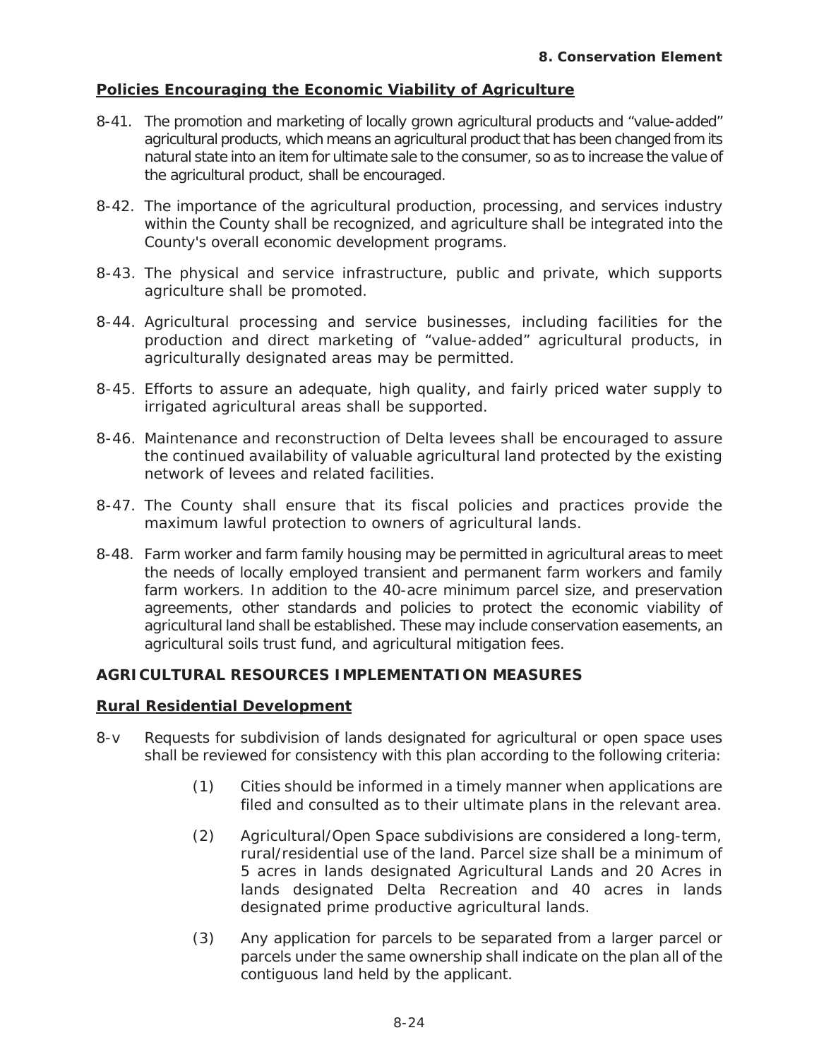### Policies Encouraging the Economic Viability of Agriculture

8-41. The promotion and marketing of locally grown agricultural products and "value-added" agricultural products, which means an agricultural product that has been changed from its natural state into an item for ultimate sale to the consumer, so as to increase the value of the agricultural product, shall be encouraged.

8-42. The importance of the agricultural production, processing, and services industry within the County shall be recognized, and agriculture shall be integrated into the County's overall economic development programs.

8-43. The physical and service infrastructure, public and private, which supports agriculture shall be promoted.

8-44. Agricultural processing and service businesses, including facilities for the production and direct marketing of "value-added" agricultural products, in agriculturally designated areas may be permitted.

8-45. Efforts to assure an adequate, high quality, and fairly priced water supply to irrigated agricultural areas shall be supported.

8-46. Maintenance and reconstruction of Delta levees shall be encouraged to assure the continued availability of valuable agricultural land protected by the existing network of levees and related facilities.

8-47. The County shall ensure that its fiscal policies and practices provide the maximum lawful protection to owners of agricultural lands.

8-48. Farm worker and farm family housing may be permitted in agricultural areas to meet the needs of locally employed transient and permanent farm workers and family farm workers. In addition to the 40-acre minimum parcel size, and preservation agreements, other standards and policies to protect the economic viability of agricultural land shall be established. These may include conservation easements, an agricultural soils trust fund, and agricultural mitigation fees.

## AGRICULTURAL RESOURCES IMPLEMENTATION MEASURES

### Rural Residential Development

8-v Requests for subdivision of lands designated for agricultural or open space uses shall be reviewed for consistency with this plan according to the following criteria:

(1) Cities should be informed in a timely manner when applications are filed and consulted as to their ultimate plans in the relevant area.

(2) Agricultural/Open Space subdivisions are considered a long-term, rural/residential use of the land. Parcel size shall be a minimum of 5 acres in lands designated Agricultural Lands and 20 Acres in lands designated Delta Recreation and 40 acres in lands designated prime productive agricultural lands.

(3) Any application for parcels to be separated from a larger parcel or parcels under the same ownership shall indicate on the plan all of the contiguous land held by the applicant.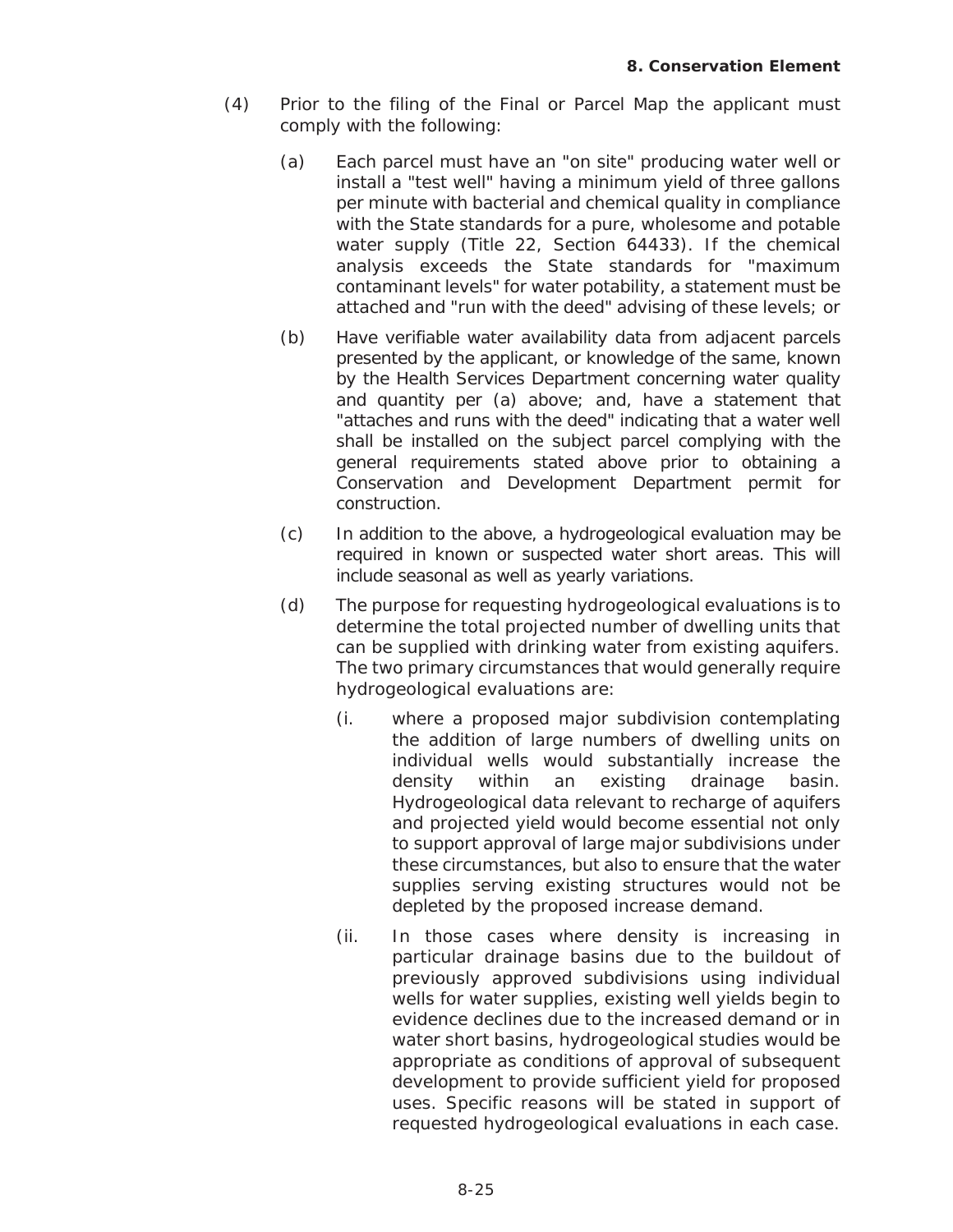(4) Prior to the filing of the Final or Parcel Map the applicant must comply with the following:

   (a) Each parcel must have an "on site" producing water well or install a "test well" having a minimum yield of three gallons per minute with bacterial and chemical quality in compliance with the State standards for a pure, wholesome and potable water supply (Title 22, Section 64433). If the chemical analysis exceeds the State standards for "maximum contaminant levels" for water potability, a statement must be attached and "run with the deed" advising of these levels; or

   (b) Have verifiable water availability data from adjacent parcels presented by the applicant, or knowledge of the same, known by the Health Services Department concerning water quality and quantity per (a) above; and, have a statement that "attaches and runs with the deed" indicating that a water well shall be installed on the subject parcel complying with the general requirements stated above prior to obtaining a Conservation and Development Department permit for construction.

   (c) In addition to the above, a hydrogeological evaluation may be required in known or suspected water short areas. This will include seasonal as well as yearly variations.

   (d) The purpose for requesting hydrogeological evaluations is to determine the total projected number of dwelling units that can be supplied with drinking water from existing aquifers. The two primary circumstances that would generally require hydrogeological evaluations are:

      (i. where a proposed major subdivision contemplating the addition of large numbers of dwelling units on individual wells would substantially increase the density within an existing drainage basin. Hydrogeological data relevant to recharge of aquifers and projected yield would become essential not only to support approval of large major subdivisions under these circumstances, but also to ensure that the water supplies serving existing structures would not be depleted by the proposed increase demand.

      (ii. In those cases where density is increasing in particular drainage basins due to the buildout of previously approved subdivisions using individual wells for water supplies, existing well yields begin to evidence declines due to the increased demand or in water short basins, hydrogeological studies would be appropriate as conditions of approval of subsequent development to provide sufficient yield for proposed uses. Specific reasons will be stated in support of requested hydrogeological evaluations in each case.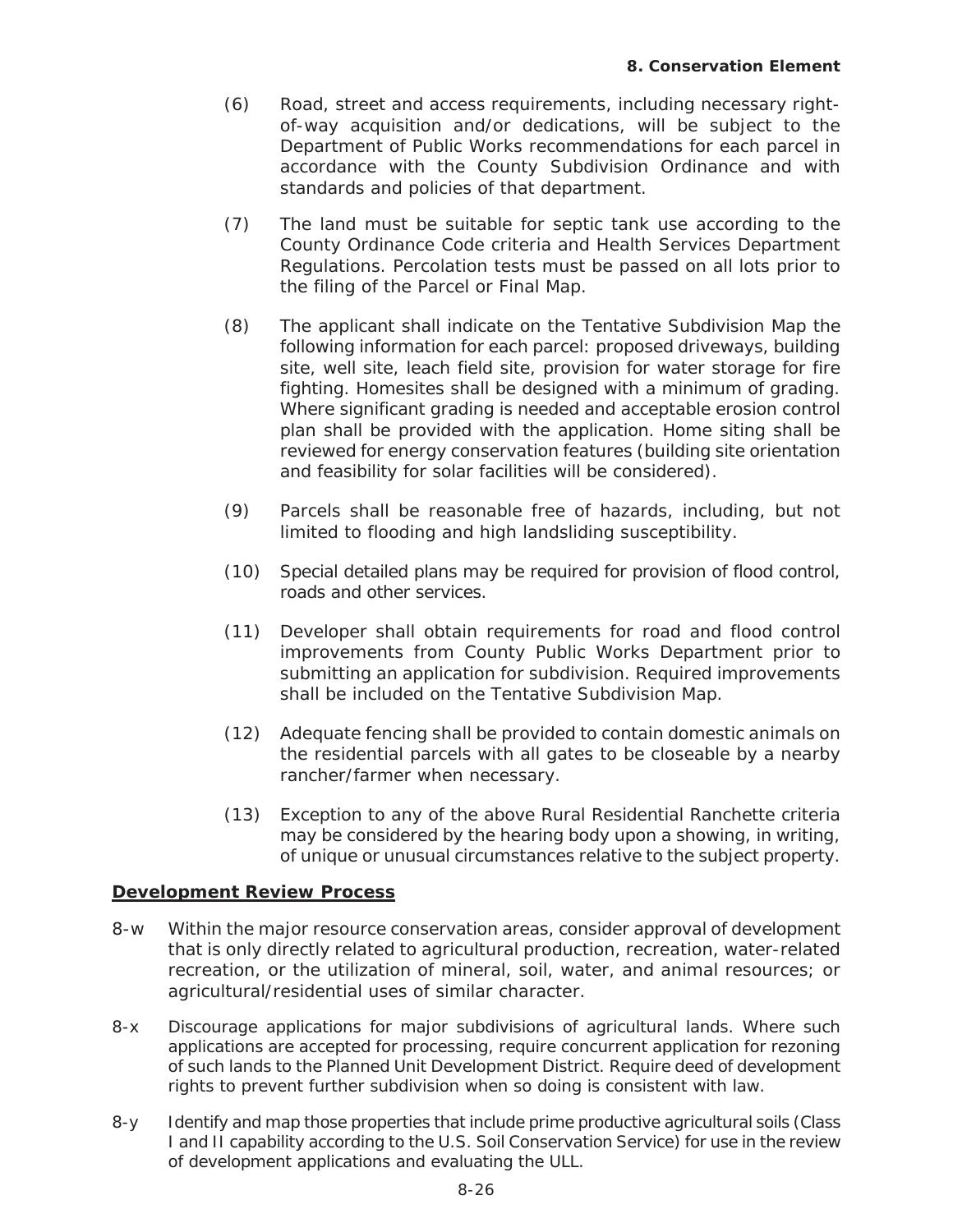(6) Road, street and access requirements, including necessary right-of-way acquisition and/or dedications, will be subject to the Department of Public Works recommendations for each parcel in accordance with the County Subdivision Ordinance and with standards and policies of that department.

(7) The land must be suitable for septic tank use according to the County Ordinance Code criteria and Health Services Department Regulations. Percolation tests must be passed on all lots prior to the filing of the Parcel or Final Map.

(8) The applicant shall indicate on the Tentative Subdivision Map the following information for each parcel: proposed driveways, building site, well site, leach field site, provision for water storage for fire fighting. Homesites shall be designed with a minimum of grading. Where significant grading is needed and acceptable erosion control plan shall be provided with the application. Home siting shall be reviewed for energy conservation features (building site orientation and feasibility for solar facilities will be considered).

(9) Parcels shall be reasonable free of hazards, including, but not limited to flooding and high landsliding susceptibility.

(10) Special detailed plans may be required for provision of flood control, roads and other services.

(11) Developer shall obtain requirements for road and flood control improvements from County Public Works Department prior to submitting an application for subdivision. Required improvements shall be included on the Tentative Subdivision Map.

(12) Adequate fencing shall be provided to contain domestic animals on the residential parcels with all gates to be closeable by a nearby rancher/farmer when necessary.

(13) Exception to any of the above Rural Residential Ranchette criteria may be considered by the hearing body upon a showing, in writing, of unique or unusual circumstances relative to the subject property.

## Development Review Process

8-w Within the major resource conservation areas, consider approval of development that is only directly related to agricultural production, recreation, water-related recreation, or the utilization of mineral, soil, water, and animal resources; or agricultural/residential uses of similar character.

8-x Discourage applications for major subdivisions of agricultural lands. Where such applications are accepted for processing, require concurrent application for rezoning of such lands to the Planned Unit Development District. Require deed of development rights to prevent further subdivision when so doing is consistent with law.

8-y Identify and map those properties that include prime productive agricultural soils (Class I and II capability according to the U.S. Soil Conservation Service) for use in the review of development applications and evaluating the ULL.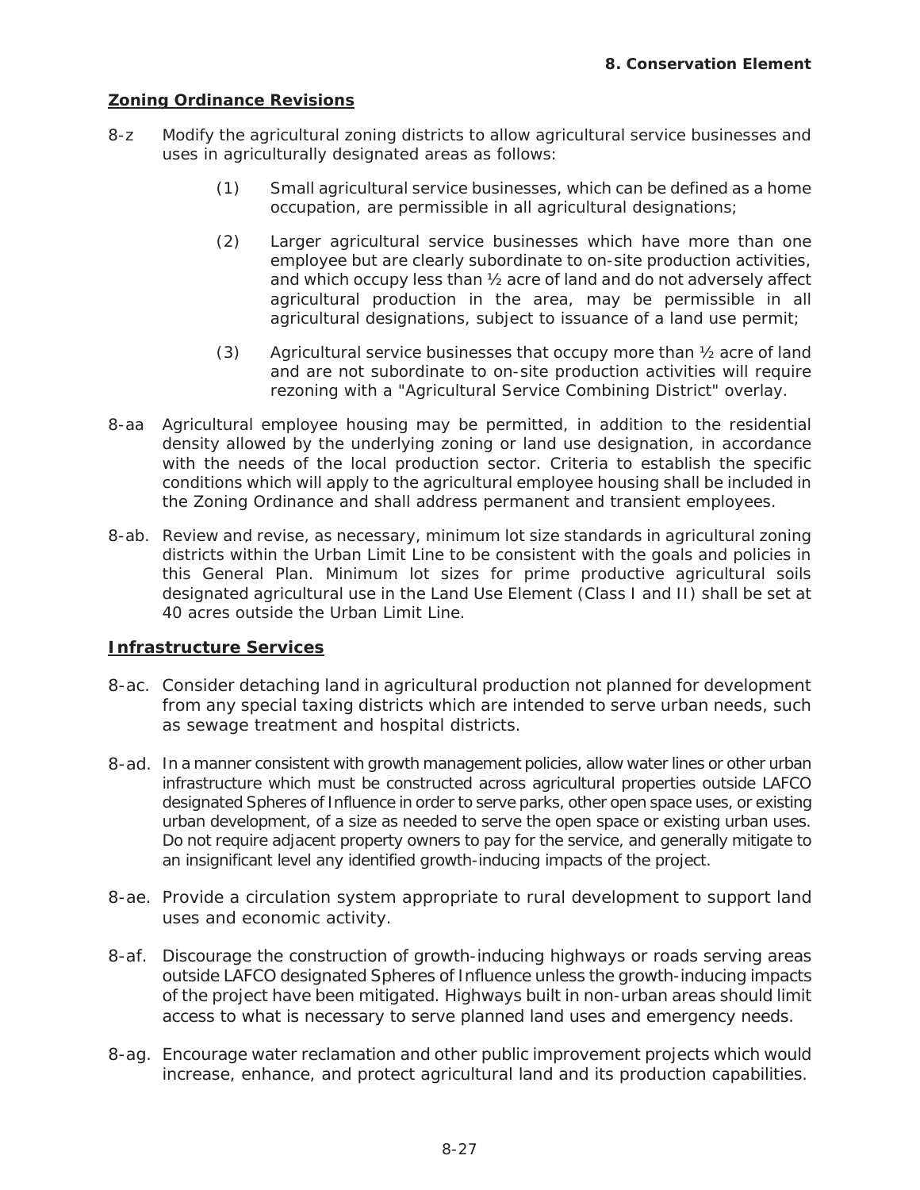## Zoning Ordinance Revisions

8-z Modify the agricultural zoning districts to allow agricultural service businesses and uses in agriculturally designated areas as follows:

(1) Small agricultural service businesses, which can be defined as a home occupation, are permissible in all agricultural designations;

(2) Larger agricultural service businesses which have more than one employee but are clearly subordinate to on-site production activities, and which occupy less than ½ acre of land and do not adversely affect agricultural production in the area, may be permissible in all agricultural designations, subject to issuance of a land use permit;

(3) Agricultural service businesses that occupy more than ½ acre of land and are not subordinate to on-site production activities will require rezoning with a "Agricultural Service Combining District" overlay.

8-aa Agricultural employee housing may be permitted, in addition to the residential density allowed by the underlying zoning or land use designation, in accordance with the needs of the local production sector. Criteria to establish the specific conditions which will apply to the agricultural employee housing shall be included in the Zoning Ordinance and shall address permanent and transient employees.

8-ab. Review and revise, as necessary, minimum lot size standards in agricultural zoning districts within the Urban Limit Line to be consistent with the goals and policies in this General Plan. Minimum lot sizes for prime productive agricultural soils designated agricultural use in the Land Use Element (Class I and II) shall be set at 40 acres outside the Urban Limit Line.

## Infrastructure Services

8-ac. Consider detaching land in agricultural production not planned for development from any special taxing districts which are intended to serve urban needs, such as sewage treatment and hospital districts.

8-ad. In a manner consistent with growth management policies, allow water lines or other urban infrastructure which must be constructed across agricultural properties outside LAFCO designated Spheres of Influence in order to serve parks, other open space uses, or existing urban development, of a size as needed to serve the open space or existing urban uses. Do not require adjacent property owners to pay for the service, and generally mitigate to an insignificant level any identified growth-inducing impacts of the project.

8-ae. Provide a circulation system appropriate to rural development to support land uses and economic activity.

8-af. Discourage the construction of growth-inducing highways or roads serving areas outside LAFCO designated Spheres of Influence unless the growth-inducing impacts of the project have been mitigated. Highways built in non-urban areas should limit access to what is necessary to serve planned land uses and emergency needs.

8-ag. Encourage water reclamation and other public improvement projects which would increase, enhance, and protect agricultural land and its production capabilities.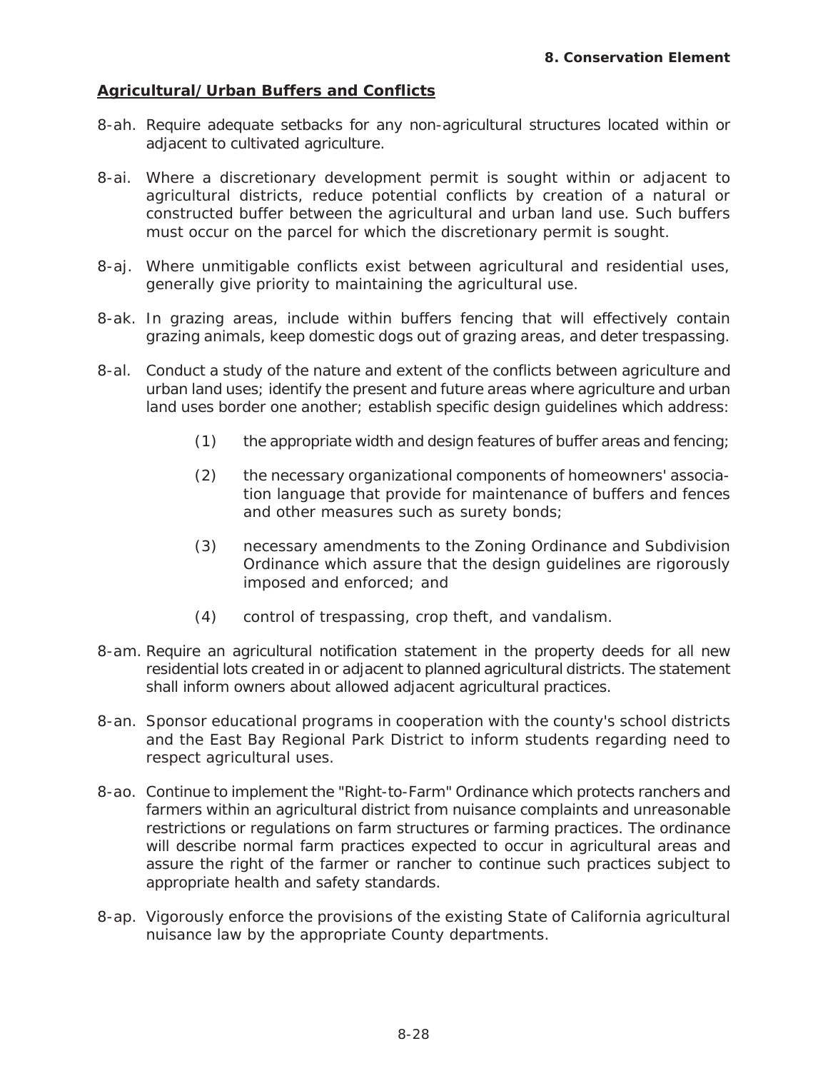## Agricultural/Urban Buffers and Conflicts

8-ah. Require adequate setbacks for any non-agricultural structures located within or adjacent to cultivated agriculture.

8-ai. Where a discretionary development permit is sought within or adjacent to agricultural districts, reduce potential conflicts by creation of a natural or constructed buffer between the agricultural and urban land use. Such buffers must occur on the parcel for which the discretionary permit is sought.

8-aj. Where unmitigable conflicts exist between agricultural and residential uses, generally give priority to maintaining the agricultural use.

8-ak. In grazing areas, include within buffers fencing that will effectively contain grazing animals, keep domestic dogs out of grazing areas, and deter trespassing.

8-al. Conduct a study of the nature and extent of the conflicts between agriculture and urban land uses; identify the present and future areas where agriculture and urban land uses border one another; establish specific design guidelines which address:

(1) the appropriate width and design features of buffer areas and fencing;

(2) the necessary organizational components of homeowners' association language that provide for maintenance of buffers and fences and other measures such as surety bonds;

(3) necessary amendments to the Zoning Ordinance and Subdivision Ordinance which assure that the design guidelines are rigorously imposed and enforced; and

(4) control of trespassing, crop theft, and vandalism.

8-am. Require an agricultural notification statement in the property deeds for all new residential lots created in or adjacent to planned agricultural districts. The statement shall inform owners about allowed adjacent agricultural practices.

8-an. Sponsor educational programs in cooperation with the county's school districts and the East Bay Regional Park District to inform students regarding need to respect agricultural uses.

8-ao. Continue to implement the "Right-to-Farm" Ordinance which protects ranchers and farmers within an agricultural district from nuisance complaints and unreasonable restrictions or regulations on farm structures or farming practices. The ordinance will describe normal farm practices expected to occur in agricultural areas and assure the right of the farmer or rancher to continue such practices subject to appropriate health and safety standards.

8-ap. Vigorously enforce the provisions of the existing State of California agricultural nuisance law by the appropriate County departments.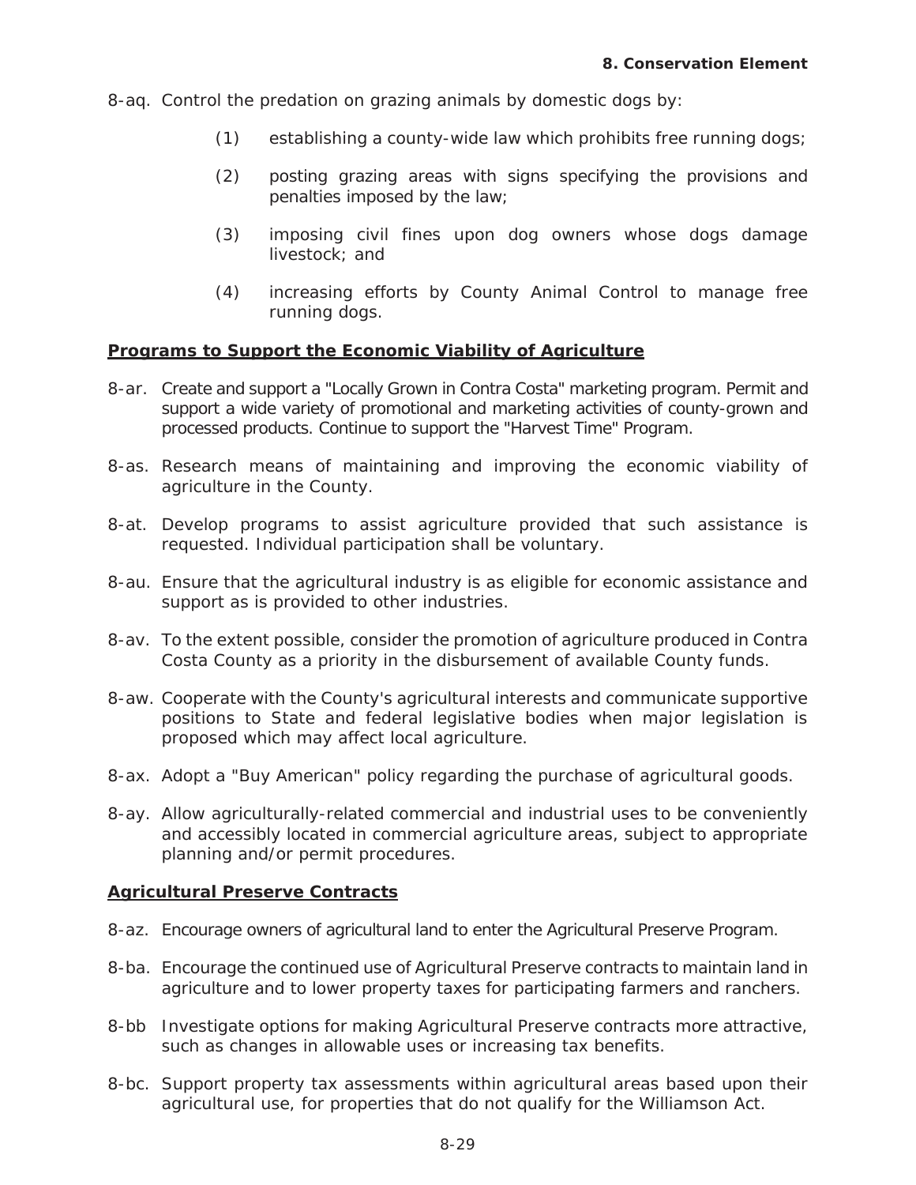8-aq. Control the predation on grazing animals by domestic dogs by:

(1) establishing a county-wide law which prohibits free running dogs;

(2) posting grazing areas with signs specifying the provisions and penalties imposed by the law;

(3) imposing civil fines upon dog owners whose dogs damage livestock; and

(4) increasing efforts by County Animal Control to manage free running dogs.

**Programs to Support the Economic Viability of Agriculture**

8-ar. Create and support a "Locally Grown in Contra Costa" marketing program. Permit and support a wide variety of promotional and marketing activities of county-grown and processed products. Continue to support the "Harvest Time" Program.

8-as. Research means of maintaining and improving the economic viability of agriculture in the County.

8-at. Develop programs to assist agriculture provided that such assistance is requested. Individual participation shall be voluntary.

8-au. Ensure that the agricultural industry is as eligible for economic assistance and support as is provided to other industries.

8-av. To the extent possible, consider the promotion of agriculture produced in Contra Costa County as a priority in the disbursement of available County funds.

8-aw. Cooperate with the County's agricultural interests and communicate supportive positions to State and federal legislative bodies when major legislation is proposed which may affect local agriculture.

8-ax. Adopt a "Buy American" policy regarding the purchase of agricultural goods.

8-ay. Allow agriculturally-related commercial and industrial uses to be conveniently and accessibly located in commercial agriculture areas, subject to appropriate planning and/or permit procedures.

**Agricultural Preserve Contracts**

8-az. Encourage owners of agricultural land to enter the Agricultural Preserve Program.

8-ba. Encourage the continued use of Agricultural Preserve contracts to maintain land in agriculture and to lower property taxes for participating farmers and ranchers.

8-bb Investigate options for making Agricultural Preserve contracts more attractive, such as changes in allowable uses or increasing tax benefits.

8-bc. Support property tax assessments within agricultural areas based upon their agricultural use, for properties that do not qualify for the Williamson Act.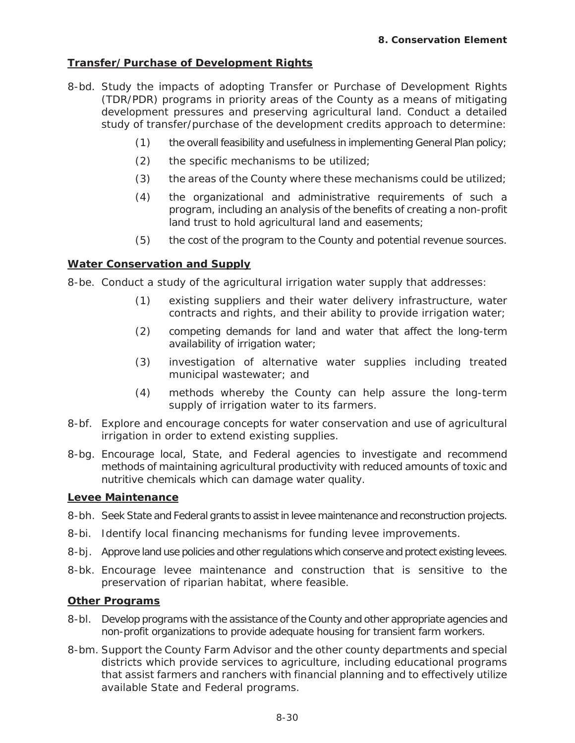**Transfer/Purchase of Development Rights**

8-bd. Study the impacts of adopting Transfer or Purchase of Development Rights (TDR/PDR) programs in priority areas of the County as a means of mitigating development pressures and preserving agricultural land. Conduct a detailed study of transfer/purchase of the development credits approach to determine:

  (1) the overall feasibility and usefulness in implementing General Plan policy;

  (2) the specific mechanisms to be utilized;

  (3) the areas of the County where these mechanisms could be utilized;

  (4) the organizational and administrative requirements of such a program, including an analysis of the benefits of creating a non-profit land trust to hold agricultural land and easements;

  (5) the cost of the program to the County and potential revenue sources.

**Water Conservation and Supply**

8-be. Conduct a study of the agricultural irrigation water supply that addresses:

  (1) existing suppliers and their water delivery infrastructure, water contracts and rights, and their ability to provide irrigation water;

  (2) competing demands for land and water that affect the long-term availability of irrigation water;

  (3) investigation of alternative water supplies including treated municipal wastewater; and

  (4) methods whereby the County can help assure the long-term supply of irrigation water to its farmers.

8-bf. Explore and encourage concepts for water conservation and use of agricultural irrigation in order to extend existing supplies.

8-bg. Encourage local, State, and Federal agencies to investigate and recommend methods of maintaining agricultural productivity with reduced amounts of toxic and nutritive chemicals which can damage water quality.

**Levee Maintenance**

8-bh. Seek State and Federal grants to assist in levee maintenance and reconstruction projects.

8-bi. Identify local financing mechanisms for funding levee improvements.

8-bj. Approve land use policies and other regulations which conserve and protect existing levees.

8-bk. Encourage levee maintenance and construction that is sensitive to the preservation of riparian habitat, where feasible.

**Other Programs**

8-bl. Develop programs with the assistance of the County and other appropriate agencies and non-profit organizations to provide adequate housing for transient farm workers.

8-bm. Support the County Farm Advisor and the other county departments and special districts which provide services to agriculture, including educational programs that assist farmers and ranchers with financial planning and to effectively utilize available State and Federal programs.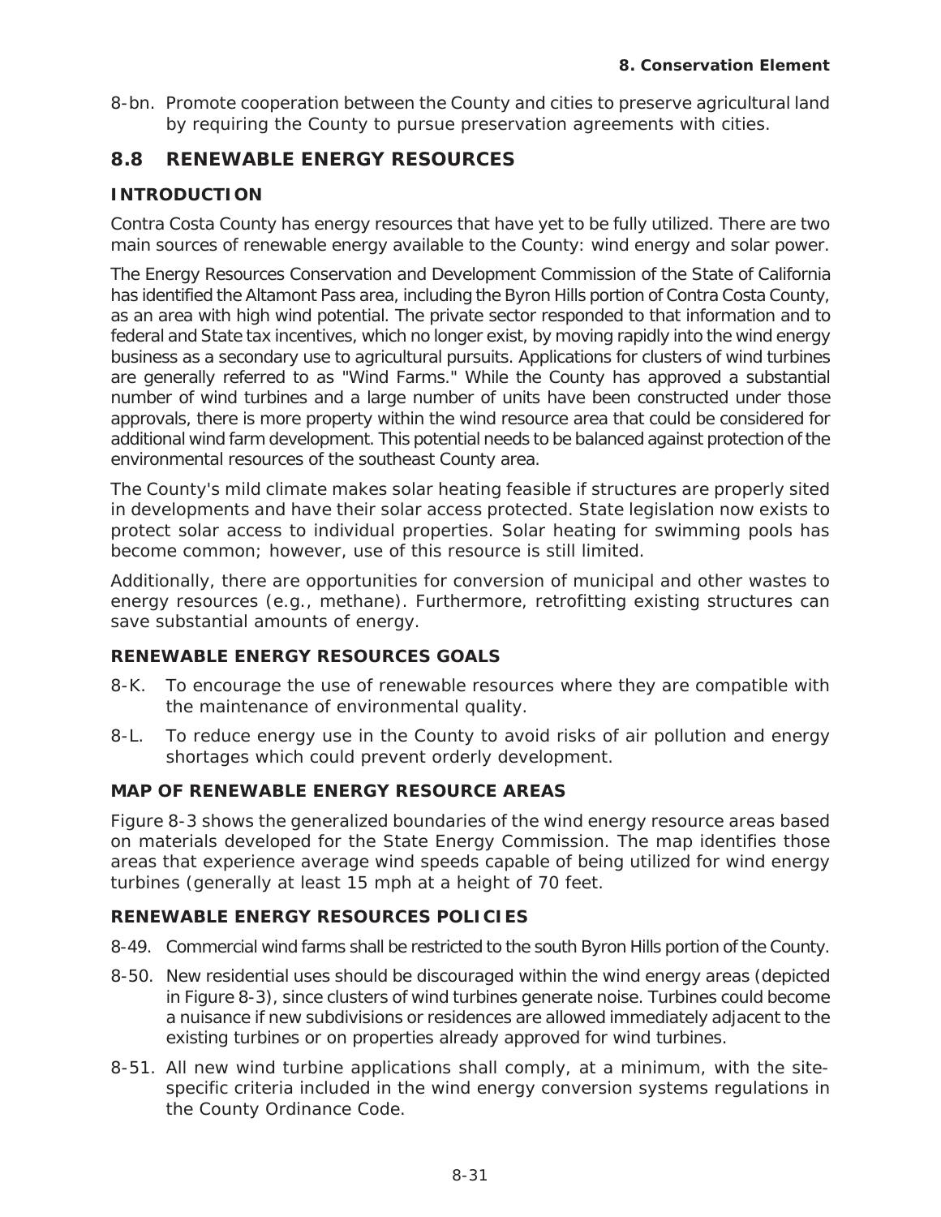8-bn. Promote cooperation between the County and cities to preserve agricultural land by requiring the County to pursue preservation agreements with cities.

## 8.8 RENEWABLE ENERGY RESOURCES

### INTRODUCTION

Contra Costa County has energy resources that have yet to be fully utilized. There are two main sources of renewable energy available to the County: wind energy and solar power.

The Energy Resources Conservation and Development Commission of the State of California has identified the Altamont Pass area, including the Byron Hills portion of Contra Costa County, as an area with high wind potential. The private sector responded to that information and to federal and State tax incentives, which no longer exist, by moving rapidly into the wind energy business as a secondary use to agricultural pursuits. Applications for clusters of wind turbines are generally referred to as "Wind Farms." While the County has approved a substantial number of wind turbines and a large number of units have been constructed under those approvals, there is more property within the wind resource area that could be considered for additional wind farm development. This potential needs to be balanced against protection of the environmental resources of the southeast County area.

The County's mild climate makes solar heating feasible if structures are properly sited in developments and have their solar access protected. State legislation now exists to protect solar access to individual properties. Solar heating for swimming pools has become common; however, use of this resource is still limited.

Additionally, there are opportunities for conversion of municipal and other wastes to energy resources (e.g., methane). Furthermore, retrofitting existing structures can save substantial amounts of energy.

### RENEWABLE ENERGY RESOURCES GOALS

8-K. To encourage the use of renewable resources where they are compatible with the maintenance of environmental quality.

8-L. To reduce energy use in the County to avoid risks of air pollution and energy shortages which could prevent orderly development.

### MAP OF RENEWABLE ENERGY RESOURCE AREAS

Figure 8-3 shows the generalized boundaries of the wind energy resource areas based on materials developed for the State Energy Commission. The map identifies those areas that experience average wind speeds capable of being utilized for wind energy turbines (generally at least 15 mph at a height of 70 feet.

### RENEWABLE ENERGY RESOURCES POLICIES

8-49. Commercial wind farms shall be restricted to the south Byron Hills portion of the County.

8-50. New residential uses should be discouraged within the wind energy areas (depicted in Figure 8-3), since clusters of wind turbines generate noise. Turbines could become a nuisance if new subdivisions or residences are allowed immediately adjacent to the existing turbines or on properties already approved for wind turbines.

8-51. All new wind turbine applications shall comply, at a minimum, with the site-specific criteria included in the wind energy conversion systems regulations in the County Ordinance Code.